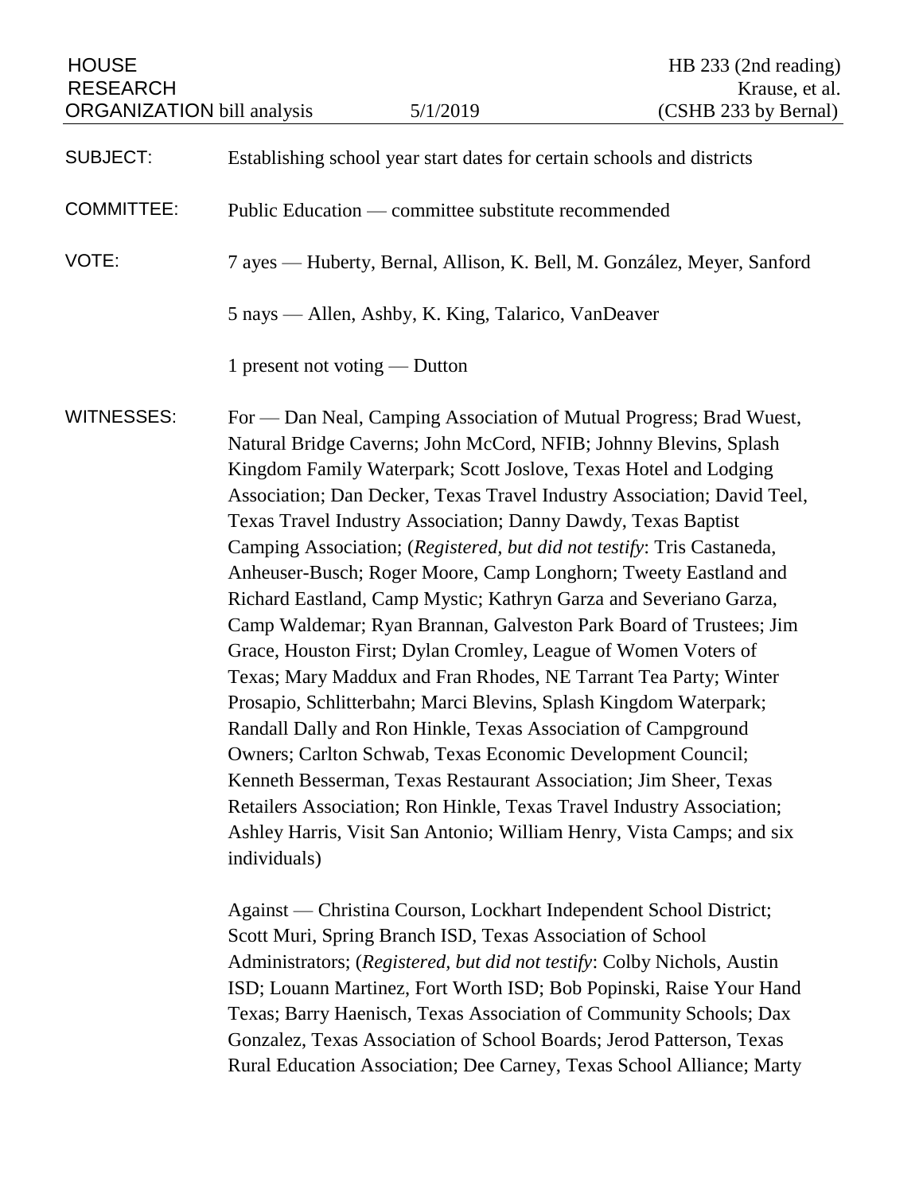HOUSE RESEARCH ORGANIZATION bill analysis — 5/1/2019

HB 233 (2nd reading)
Krause, et al.
(CSHB 233 by Bernal)

SUBJECT: Establishing school year start dates for certain schools and districts

COMMITTEE: Public Education — committee substitute recommended

VOTE: 7 ayes — Huberty, Bernal, Allison, K. Bell, M. González, Meyer, Sanford

5 nays — Allen, Ashby, K. King, Talarico, VanDeaver

1 present not voting — Dutton

WITNESSES: For — Dan Neal, Camping Association of Mutual Progress; Brad Wuest, Natural Bridge Caverns; John McCord, NFIB; Johnny Blevins, Splash Kingdom Family Waterpark; Scott Joslove, Texas Hotel and Lodging Association; Dan Decker, Texas Travel Industry Association; David Teel, Texas Travel Industry Association; Danny Dawdy, Texas Baptist Camping Association; (*Registered, but did not testify*: Tris Castaneda, Anheuser-Busch; Roger Moore, Camp Longhorn; Tweety Eastland and Richard Eastland, Camp Mystic; Kathryn Garza and Severiano Garza, Camp Waldemar; Ryan Brannan, Galveston Park Board of Trustees; Jim Grace, Houston First; Dylan Cromley, League of Women Voters of Texas; Mary Maddux and Fran Rhodes, NE Tarrant Tea Party; Winter Prosapio, Schlitterbahn; Marci Blevins, Splash Kingdom Waterpark; Randall Dally and Ron Hinkle, Texas Association of Campground Owners; Carlton Schwab, Texas Economic Development Council; Kenneth Besserman, Texas Restaurant Association; Jim Sheer, Texas Retailers Association; Ron Hinkle, Texas Travel Industry Association; Ashley Harris, Visit San Antonio; William Henry, Vista Camps; and six individuals)

Against — Christina Courson, Lockhart Independent School District; Scott Muri, Spring Branch ISD, Texas Association of School Administrators; (*Registered, but did not testify*: Colby Nichols, Austin ISD; Louann Martinez, Fort Worth ISD; Bob Popinski, Raise Your Hand Texas; Barry Haenisch, Texas Association of Community Schools; Dax Gonzalez, Texas Association of School Boards; Jerod Patterson, Texas Rural Education Association; Dee Carney, Texas School Alliance; Marty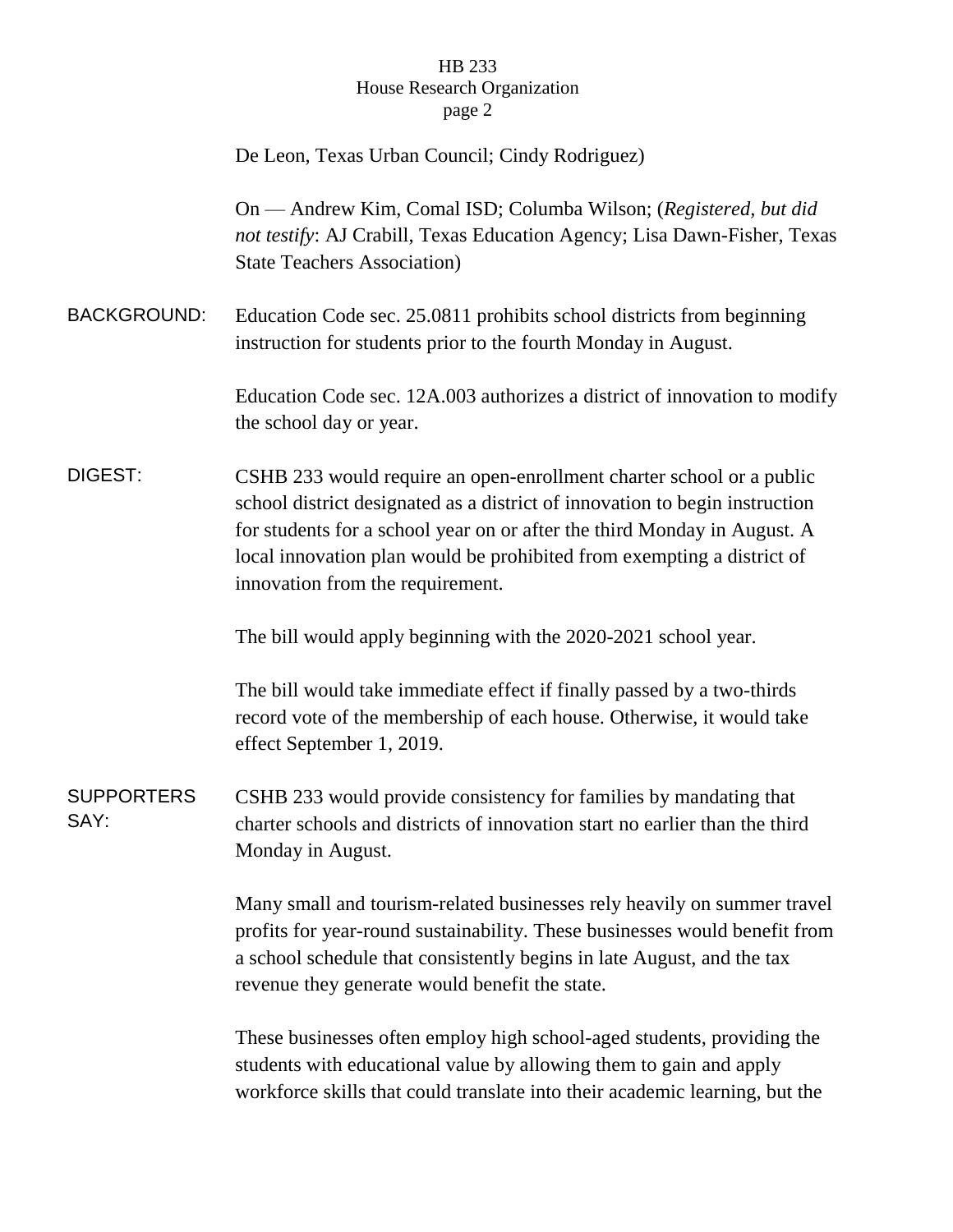De Leon, Texas Urban Council; Cindy Rodriguez)

On — Andrew Kim, Comal ISD; Columba Wilson; (*Registered, but did not testify*: AJ Crabill, Texas Education Agency; Lisa Dawn-Fisher, Texas State Teachers Association)

**BACKGROUND:** Education Code sec. 25.0811 prohibits school districts from beginning instruction for students prior to the fourth Monday in August.

Education Code sec. 12A.003 authorizes a district of innovation to modify the school day or year.

**DIGEST:** CSHB 233 would require an open-enrollment charter school or a public school district designated as a district of innovation to begin instruction for students for a school year on or after the third Monday in August. A local innovation plan would be prohibited from exempting a district of innovation from the requirement.

The bill would apply beginning with the 2020-2021 school year.

The bill would take immediate effect if finally passed by a two-thirds record vote of the membership of each house. Otherwise, it would take effect September 1, 2019.

**SUPPORTERS SAY:** CSHB 233 would provide consistency for families by mandating that charter schools and districts of innovation start no earlier than the third Monday in August.

Many small and tourism-related businesses rely heavily on summer travel profits for year-round sustainability. These businesses would benefit from a school schedule that consistently begins in late August, and the tax revenue they generate would benefit the state.

These businesses often employ high school-aged students, providing the students with educational value by allowing them to gain and apply workforce skills that could translate into their academic learning, but the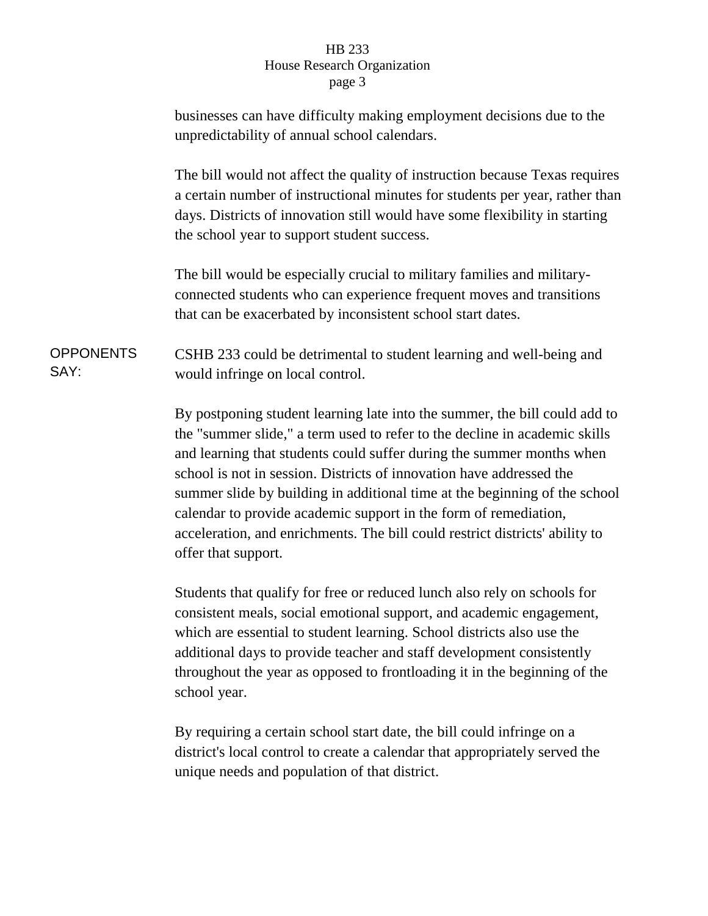businesses can have difficulty making employment decisions due to the unpredictability of annual school calendars.

The bill would not affect the quality of instruction because Texas requires a certain number of instructional minutes for students per year, rather than days. Districts of innovation still would have some flexibility in starting the school year to support student success.

The bill would be especially crucial to military families and military-connected students who can experience frequent moves and transitions that can be exacerbated by inconsistent school start dates.

**OPPONENTS SAY:**

CSHB 233 could be detrimental to student learning and well-being and would infringe on local control.

By postponing student learning late into the summer, the bill could add to the "summer slide," a term used to refer to the decline in academic skills and learning that students could suffer during the summer months when school is not in session. Districts of innovation have addressed the summer slide by building in additional time at the beginning of the school calendar to provide academic support in the form of remediation, acceleration, and enrichments. The bill could restrict districts' ability to offer that support.

Students that qualify for free or reduced lunch also rely on schools for consistent meals, social emotional support, and academic engagement, which are essential to student learning. School districts also use the additional days to provide teacher and staff development consistently throughout the year as opposed to frontloading it in the beginning of the school year.

By requiring a certain school start date, the bill could infringe on a district's local control to create a calendar that appropriately served the unique needs and population of that district.